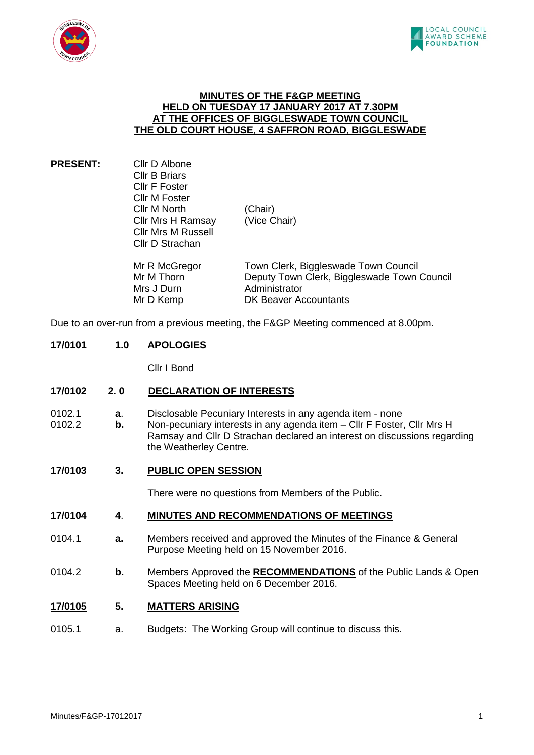**MINUTES OF THE F&GP MEETING**
**HELD ON TUESDAY 17 JANUARY 2017 AT 7.30PM**
**AT THE OFFICES OF BIGGLESWADE TOWN COUNCIL**
**THE OLD COURT HOUSE, 4 SAFFRON ROAD, BIGGLESWADE**

**PRESENT:**

| | |
|---|---|
| Cllr D Albone | |
| Cllr B Briars | |
| Cllr F Foster | |
| Cllr M Foster | |
| Cllr M North | (Chair) |
| Cllr Mrs H Ramsay | (Vice Chair) |
| Cllr Mrs M Russell | |
| Cllr D Strachan | |
| | |
| Mr R McGregor | Town Clerk, Biggleswade Town Council |
| Mr M Thorn | Deputy Town Clerk, Biggleswade Town Council |
| Mrs J Durn | Administrator |
| Mr D Kemp | DK Beaver Accountants |

Due to an over-run from a previous meeting, the F&GP Meeting commenced at 8.00pm.

**17/0101 1.0 APOLOGIES**

Cllr I Bond

**17/0102 2. 0 DECLARATION OF INTERESTS**

0102.1 **a**. Disclosable Pecuniary Interests in any agenda item - none

0102.2 **b.** Non-pecuniary interests in any agenda item – Cllr F Foster, Cllr Mrs H Ramsay and Cllr D Strachan declared an interest on discussions regarding the Weatherley Centre.

**17/0103 3. PUBLIC OPEN SESSION**

There were no questions from Members of the Public.

**17/0104 4. MINUTES AND RECOMMENDATIONS OF MEETINGS**

0104.1 **a.** Members received and approved the Minutes of the Finance & General Purpose Meeting held on 15 November 2016.

0104.2 **b.** Members Approved the **RECOMMENDATIONS** of the Public Lands & Open Spaces Meeting held on 6 December 2016.

**17/0105 5. MATTERS ARISING**

0105.1 a. Budgets: The Working Group will continue to discuss this.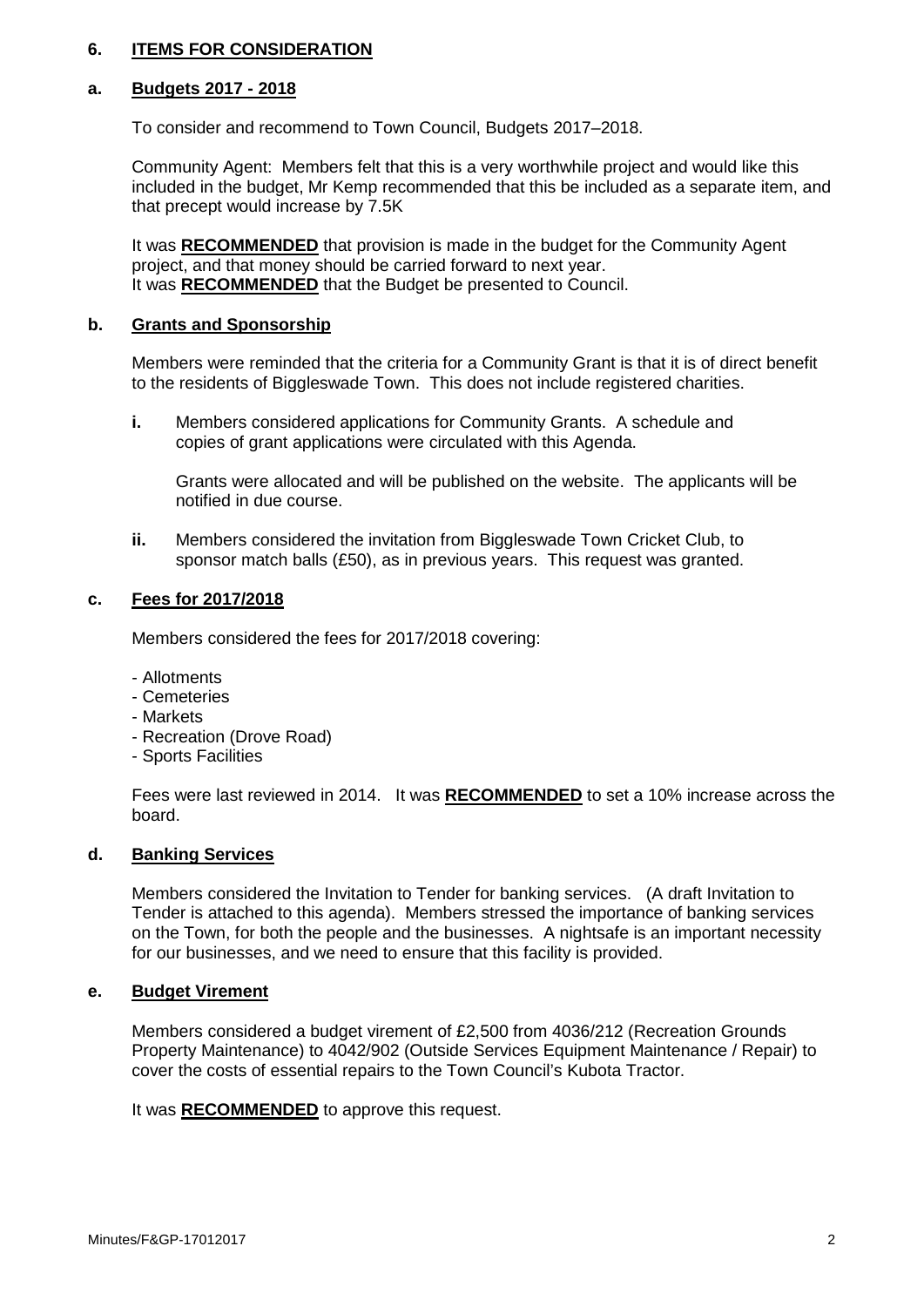## 6. ITEMS FOR CONSIDERATION

### a. Budgets 2017 - 2018

To consider and recommend to Town Council, Budgets 2017–2018.

Community Agent: Members felt that this is a very worthwhile project and would like this included in the budget, Mr Kemp recommended that this be included as a separate item, and that precept would increase by 7.5K

It was **RECOMMENDED** that provision is made in the budget for the Community Agent project, and that money should be carried forward to next year.
It was **RECOMMENDED** that the Budget be presented to Council.

### b. Grants and Sponsorship

Members were reminded that the criteria for a Community Grant is that it is of direct benefit to the residents of Biggleswade Town. This does not include registered charities.

**i.** Members considered applications for Community Grants. A schedule and copies of grant applications were circulated with this Agenda.

Grants were allocated and will be published on the website. The applicants will be notified in due course.

**ii.** Members considered the invitation from Biggleswade Town Cricket Club, to sponsor match balls (£50), as in previous years. This request was granted.

### c. Fees for 2017/2018

Members considered the fees for 2017/2018 covering:

- Allotments
- Cemeteries
- Markets
- Recreation (Drove Road)
- Sports Facilities

Fees were last reviewed in 2014. It was **RECOMMENDED** to set a 10% increase across the board.

### d. Banking Services

Members considered the Invitation to Tender for banking services. (A draft Invitation to Tender is attached to this agenda). Members stressed the importance of banking services on the Town, for both the people and the businesses. A nightsafe is an important necessity for our businesses, and we need to ensure that this facility is provided.

### e. Budget Virement

Members considered a budget virement of £2,500 from 4036/212 (Recreation Grounds Property Maintenance) to 4042/902 (Outside Services Equipment Maintenance / Repair) to cover the costs of essential repairs to the Town Council's Kubota Tractor.

It was **RECOMMENDED** to approve this request.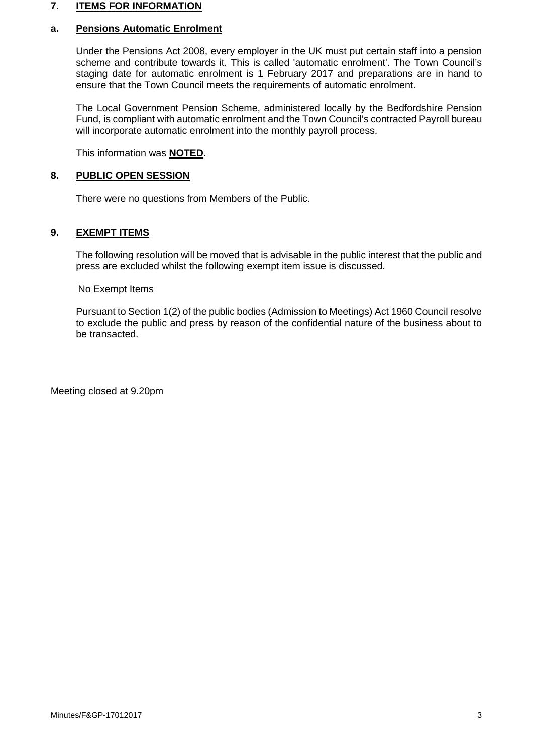## 7. ITEMS FOR INFORMATION

### a. Pensions Automatic Enrolment

Under the Pensions Act 2008, every employer in the UK must put certain staff into a pension scheme and contribute towards it. This is called 'automatic enrolment'. The Town Council's staging date for automatic enrolment is 1 February 2017 and preparations are in hand to ensure that the Town Council meets the requirements of automatic enrolment.

The Local Government Pension Scheme, administered locally by the Bedfordshire Pension Fund, is compliant with automatic enrolment and the Town Council's contracted Payroll bureau will incorporate automatic enrolment into the monthly payroll process.

This information was **NOTED**.

## 8. PUBLIC OPEN SESSION

There were no questions from Members of the Public.

## 9. EXEMPT ITEMS

The following resolution will be moved that is advisable in the public interest that the public and press are excluded whilst the following exempt item issue is discussed.

No Exempt Items

Pursuant to Section 1(2) of the public bodies (Admission to Meetings) Act 1960 Council resolve to exclude the public and press by reason of the confidential nature of the business about to be transacted.

Meeting closed at 9.20pm